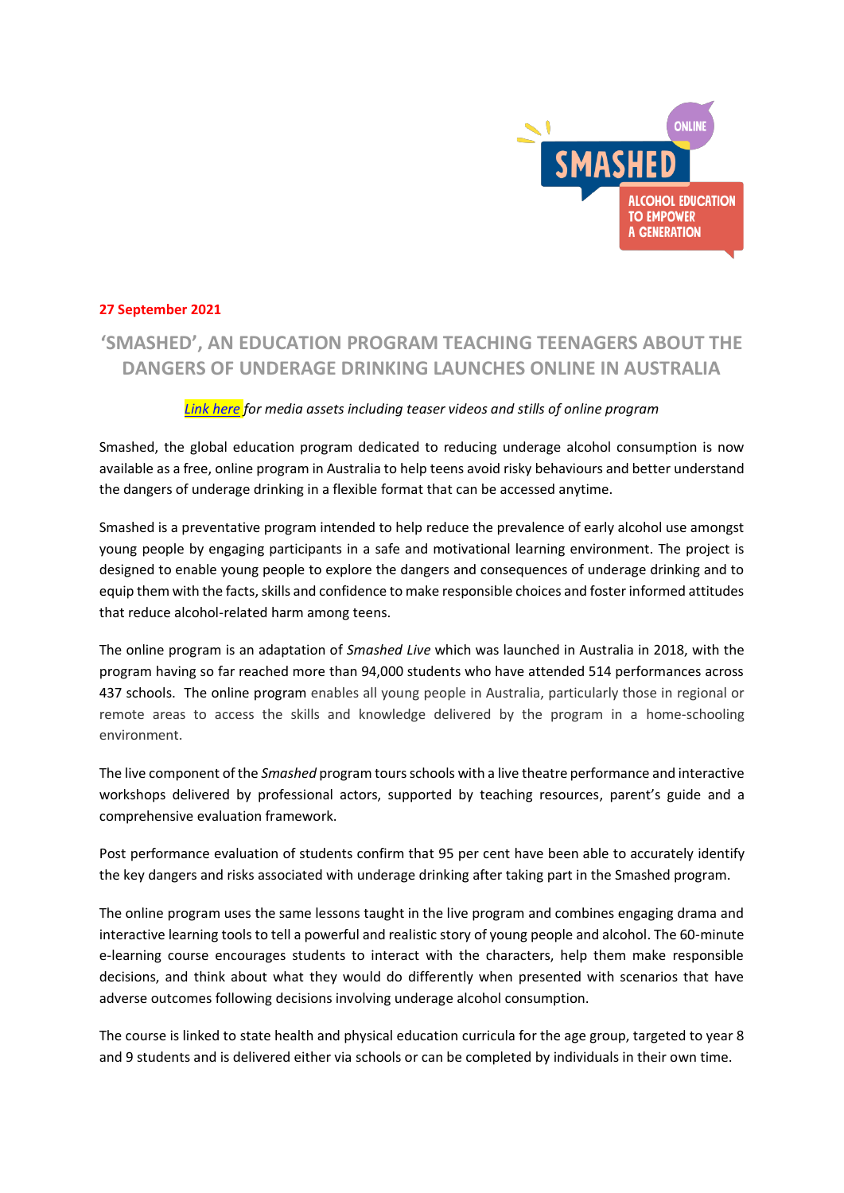**27 September 2021**

## 'SMASHED', AN EDUCATION PROGRAM TEACHING TEENAGERS ABOUT THE DANGERS OF UNDERAGE DRINKING LAUNCHES ONLINE IN AUSTRALIA

*Link here for media assets including teaser videos and stills of online program*

Smashed, the global education program dedicated to reducing underage alcohol consumption is now available as a free, online program in Australia to help teens avoid risky behaviours and better understand the dangers of underage drinking in a flexible format that can be accessed anytime.

Smashed is a preventative program intended to help reduce the prevalence of early alcohol use amongst young people by engaging participants in a safe and motivational learning environment. The project is designed to enable young people to explore the dangers and consequences of underage drinking and to equip them with the facts, skills and confidence to make responsible choices and foster informed attitudes that reduce alcohol-related harm among teens.

The online program is an adaptation of *Smashed Live* which was launched in Australia in 2018, with the program having so far reached more than 94,000 students who have attended 514 performances across 437 schools. The online program enables all young people in Australia, particularly those in regional or remote areas to access the skills and knowledge delivered by the program in a home-schooling environment.

The live component of the *Smashed* program tours schools with a live theatre performance and interactive workshops delivered by professional actors, supported by teaching resources, parent's guide and a comprehensive evaluation framework.

Post performance evaluation of students confirm that 95 per cent have been able to accurately identify the key dangers and risks associated with underage drinking after taking part in the Smashed program.

The online program uses the same lessons taught in the live program and combines engaging drama and interactive learning tools to tell a powerful and realistic story of young people and alcohol. The 60-minute e-learning course encourages students to interact with the characters, help them make responsible decisions, and think about what they would do differently when presented with scenarios that have adverse outcomes following decisions involving underage alcohol consumption.

The course is linked to state health and physical education curricula for the age group, targeted to year 8 and 9 students and is delivered either via schools or can be completed by individuals in their own time.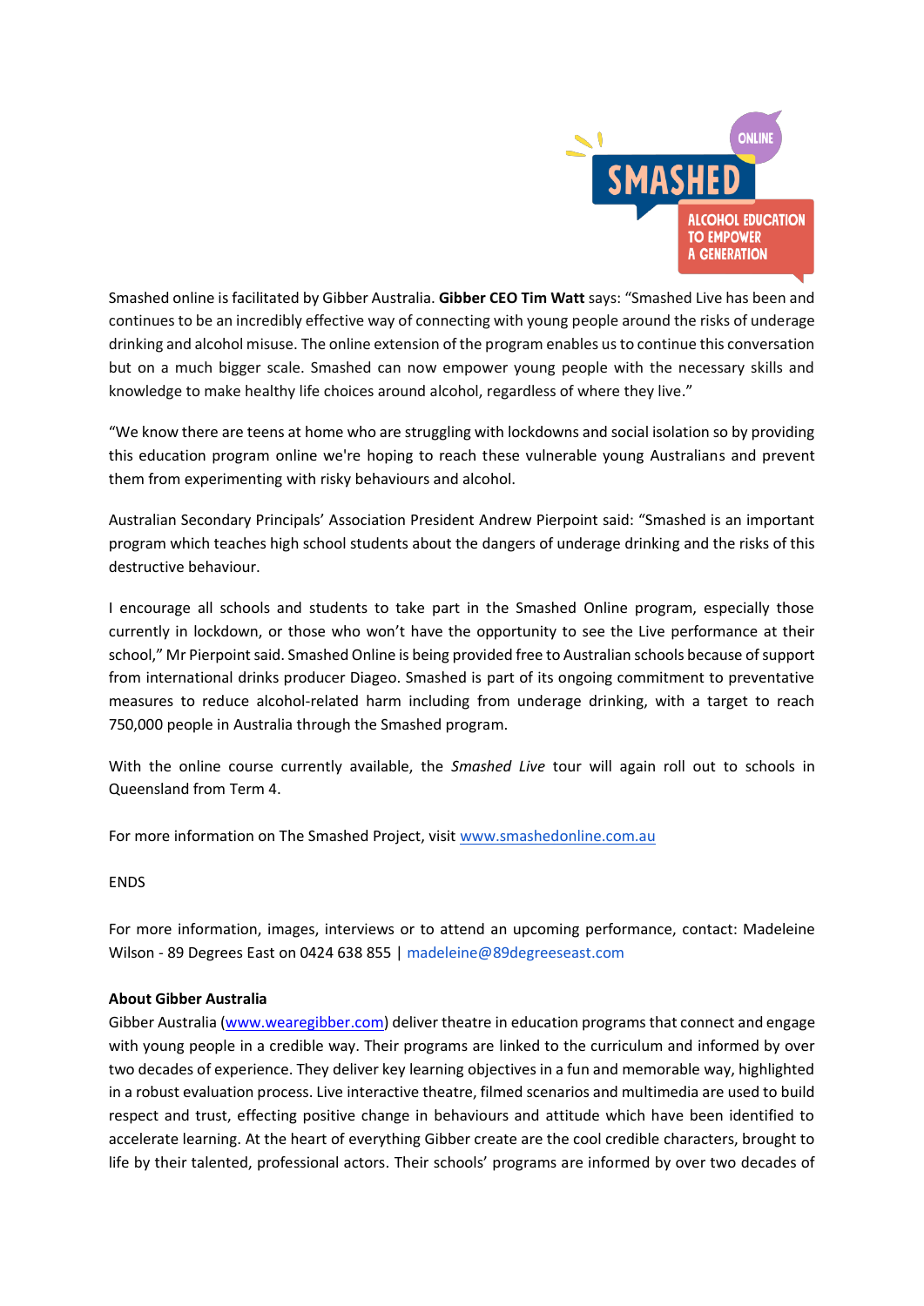Smashed online is facilitated by Gibber Australia. **Gibber CEO Tim Watt** says: "Smashed Live has been and continues to be an incredibly effective way of connecting with young people around the risks of underage drinking and alcohol misuse. The online extension of the program enables us to continue this conversation but on a much bigger scale. Smashed can now empower young people with the necessary skills and knowledge to make healthy life choices around alcohol, regardless of where they live."

"We know there are teens at home who are struggling with lockdowns and social isolation so by providing this education program online we're hoping to reach these vulnerable young Australians and prevent them from experimenting with risky behaviours and alcohol.

Australian Secondary Principals' Association President Andrew Pierpoint said: "Smashed is an important program which teaches high school students about the dangers of underage drinking and the risks of this destructive behaviour.

I encourage all schools and students to take part in the Smashed Online program, especially those currently in lockdown, or those who won't have the opportunity to see the Live performance at their school," Mr Pierpoint said. Smashed Online is being provided free to Australian schools because of support from international drinks producer Diageo. Smashed is part of its ongoing commitment to preventative measures to reduce alcohol-related harm including from underage drinking, with a target to reach 750,000 people in Australia through the Smashed program.

With the online course currently available, the *Smashed Live* tour will again roll out to schools in Queensland from Term 4.

For more information on The Smashed Project, visit [www.smashedonline.com.au](http://www.smashedonline.com.au)

ENDS

For more information, images, interviews or to attend an upcoming performance, contact: Madeleine Wilson - 89 Degrees East on 0424 638 855 | madeleine@89degreeseast.com

**About Gibber Australia**

Gibber Australia ([www.wearegibber.com](http://www.wearegibber.com)) deliver theatre in education programs that connect and engage with young people in a credible way. Their programs are linked to the curriculum and informed by over two decades of experience. They deliver key learning objectives in a fun and memorable way, highlighted in a robust evaluation process. Live interactive theatre, filmed scenarios and multimedia are used to build respect and trust, effecting positive change in behaviours and attitude which have been identified to accelerate learning. At the heart of everything Gibber create are the cool credible characters, brought to life by their talented, professional actors. Their schools' programs are informed by over two decades of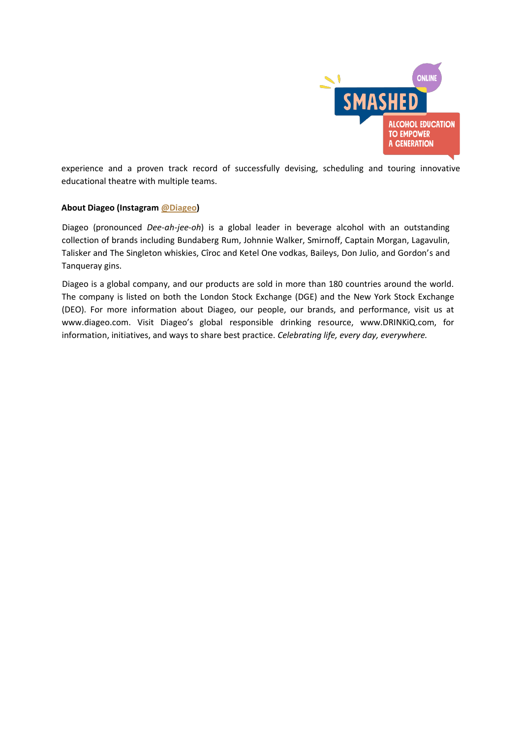experience and a proven track record of successfully devising, scheduling and touring innovative educational theatre with multiple teams.

**About Diageo (Instagram @Diageo)**

Diageo (pronounced *Dee-ah-jee-oh*) is a global leader in beverage alcohol with an outstanding collection of brands including Bundaberg Rum, Johnnie Walker, Smirnoff, Captain Morgan, Lagavulin, Talisker and The Singleton whiskies, Cîroc and Ketel One vodkas, Baileys, Don Julio, and Gordon's and Tanqueray gins.

Diageo is a global company, and our products are sold in more than 180 countries around the world. The company is listed on both the London Stock Exchange (DGE) and the New York Stock Exchange (DEO). For more information about Diageo, our people, our brands, and performance, visit us at www.diageo.com. Visit Diageo's global responsible drinking resource, www.DRINKiQ.com, for information, initiatives, and ways to share best practice. *Celebrating life, every day, everywhere.*